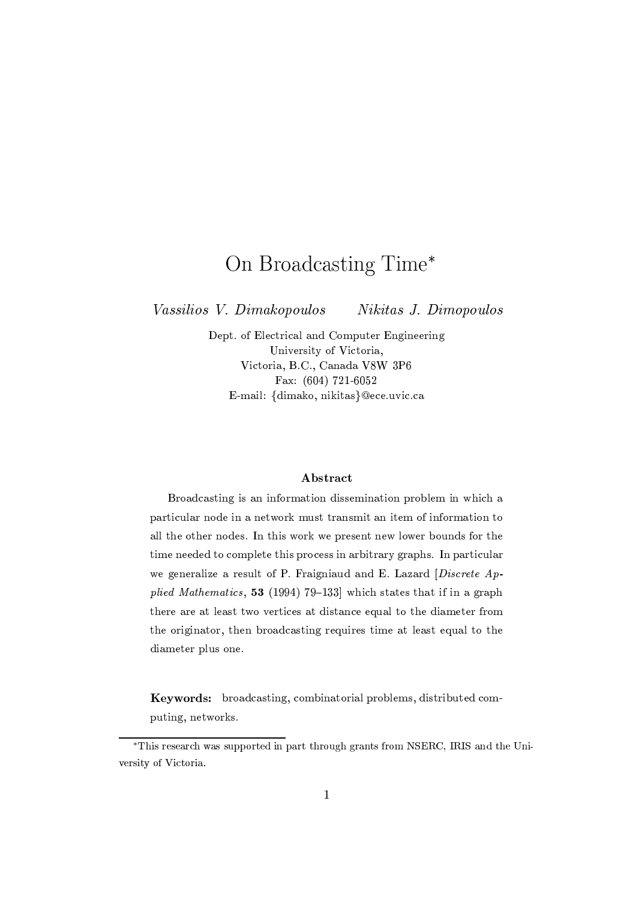# On Broadcasting Time*

*Vassilios V. Dimakopoulos* &nbsp;&nbsp;&nbsp;&nbsp; *Nikitas J. Dimopoulos*

Dept. of Electrical and Computer Engineering
University of Victoria,
Victoria, B.C., Canada V8W 3P6
Fax: (604) 721-6052
E-mail: {dimako, nikitas}@ece.uvic.ca

### Abstract

Broadcasting is an information dissemination problem in which a particular node in a network must transmit an item of information to all the other nodes. In this work we present new lower bounds for the time needed to complete this process in arbitrary graphs. In particular we generalize a result of P. Fraigniaud and E. Lazard [*Discrete Applied Mathematics*, **53** (1994) 79–133] which states that if in a graph there are at least two vertices at distance equal to the diameter from the originator, then broadcasting requires time at least equal to the diameter plus one.

**Keywords:** broadcasting, combinatorial problems, distributed computing, networks.

---

*This research was supported in part through grants from NSERC, IRIS and the University of Victoria.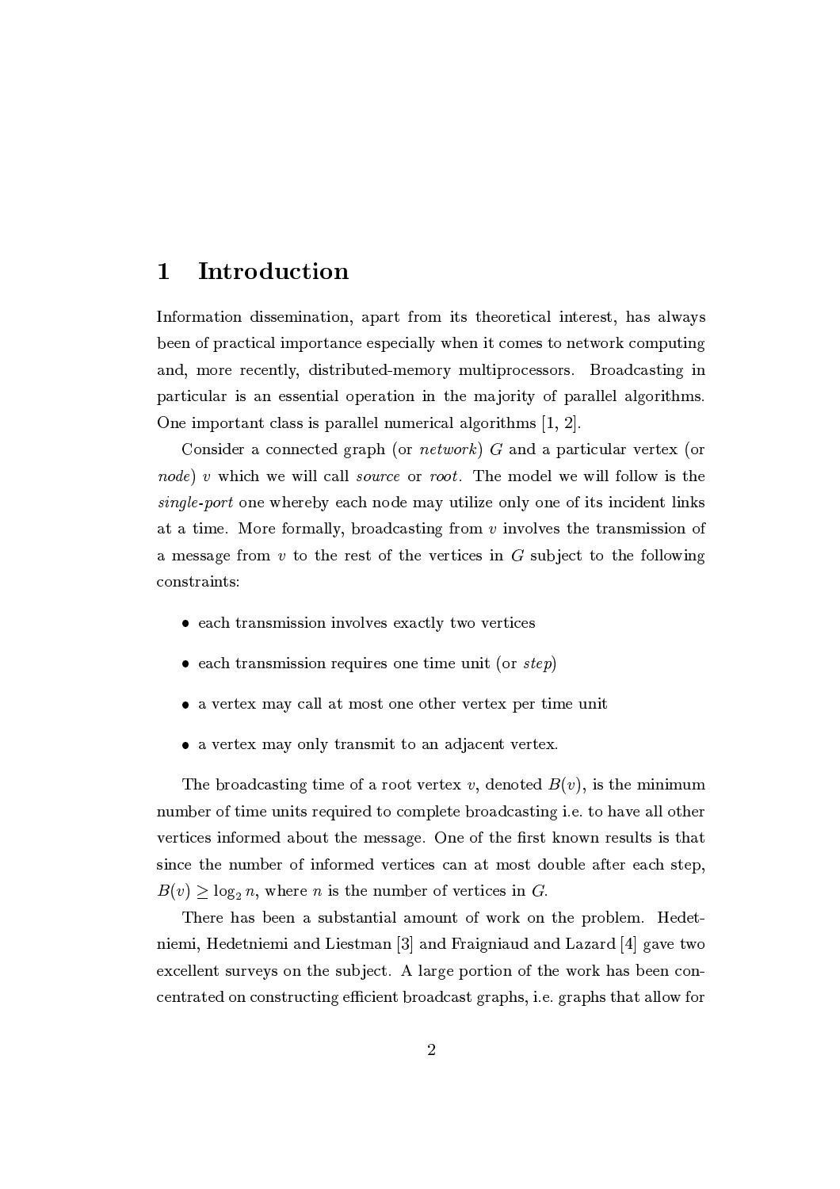# 1 Introduction

Information dissemination, apart from its theoretical interest, has always been of practical importance especially when it comes to network computing and, more recently, distributed-memory multiprocessors. Broadcasting in particular is an essential operation in the majority of parallel algorithms. One important class is parallel numerical algorithms [1, 2].

Consider a connected graph (or *network*) $G$ and a particular vertex (or *node*) $v$ which we will call *source* or *root*. The model we will follow is the *single-port* one whereby each node may utilize only one of its incident links at a time. More formally, broadcasting from $v$ involves the transmission of a message from $v$ to the rest of the vertices in $G$ subject to the following constraints:

- each transmission involves exactly two vertices
- each transmission requires one time unit (or *step*)
- a vertex may call at most one other vertex per time unit
- a vertex may only transmit to an adjacent vertex.

The broadcasting time of a root vertex $v$, denoted $B(v)$, is the minimum number of time units required to complete broadcasting i.e. to have all other vertices informed about the message. One of the first known results is that since the number of informed vertices can at most double after each step, $B(v) \geq \log_2 n$, where $n$ is the number of vertices in $G$.

There has been a substantial amount of work on the problem. Hedetniemi, Hedetniemi and Liestman [3] and Fraigniaud and Lazard [4] gave two excellent surveys on the subject. A large portion of the work has been concentrated on constructing efficient broadcast graphs, i.e. graphs that allow for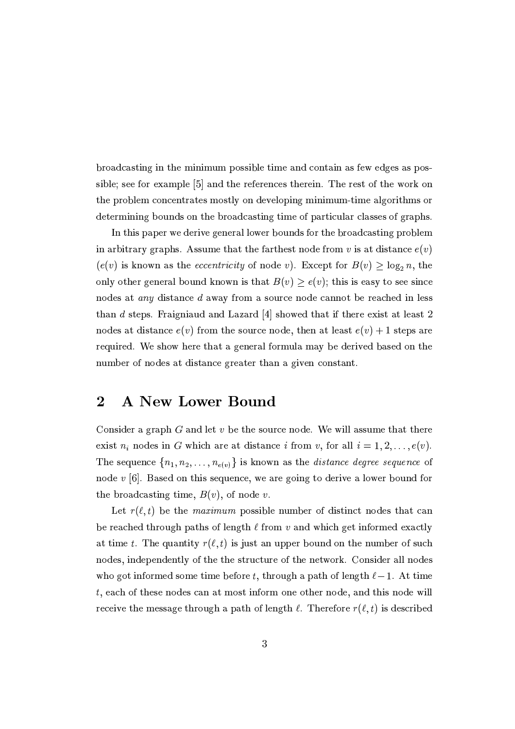broadcasting in the minimum possible time and contain as few edges as possible; see for example [5] and the references therein. The rest of the work on the problem concentrates mostly on developing minimum-time algorithms or determining bounds on the broadcasting time of particular classes of graphs.

In this paper we derive general lower bounds for the broadcasting problem in arbitrary graphs. Assume that the farthest node from $v$ is at distance $e(v)$ ($e(v)$ is known as the *eccentricity* of node $v$). Except for $B(v) \geq \log_2 n$, the only other general bound known is that $B(v) \geq e(v)$; this is easy to see since nodes at *any* distance $d$ away from a source node cannot be reached in less than $d$ steps. Fraigniaud and Lazard [4] showed that if there exist at least 2 nodes at distance $e(v)$ from the source node, then at least $e(v)+1$ steps are required. We show here that a general formula may be derived based on the number of nodes at distance greater than a given constant.

## 2 A New Lower Bound

Consider a graph $G$ and let $v$ be the source node. We will assume that there exist $n_i$ nodes in $G$ which are at distance $i$ from $v$, for all $i = 1, 2, \ldots, e(v)$. The sequence $\{n_1, n_2, \ldots, n_{e(v)}\}$ is known as the *distance degree sequence* of node $v$ [6]. Based on this sequence, we are going to derive a lower bound for the broadcasting time, $B(v)$, of node $v$.

Let $r(\ell, t)$ be the *maximum* possible number of distinct nodes that can be reached through paths of length $\ell$ from $v$ and which get informed exactly at time $t$. The quantity $r(\ell, t)$ is just an upper bound on the number of such nodes, independently of the the structure of the network. Consider all nodes who got informed some time before $t$, through a path of length $\ell - 1$. At time $t$, each of these nodes can at most inform one other node, and this node will receive the message through a path of length $\ell$. Therefore $r(\ell, t)$ is described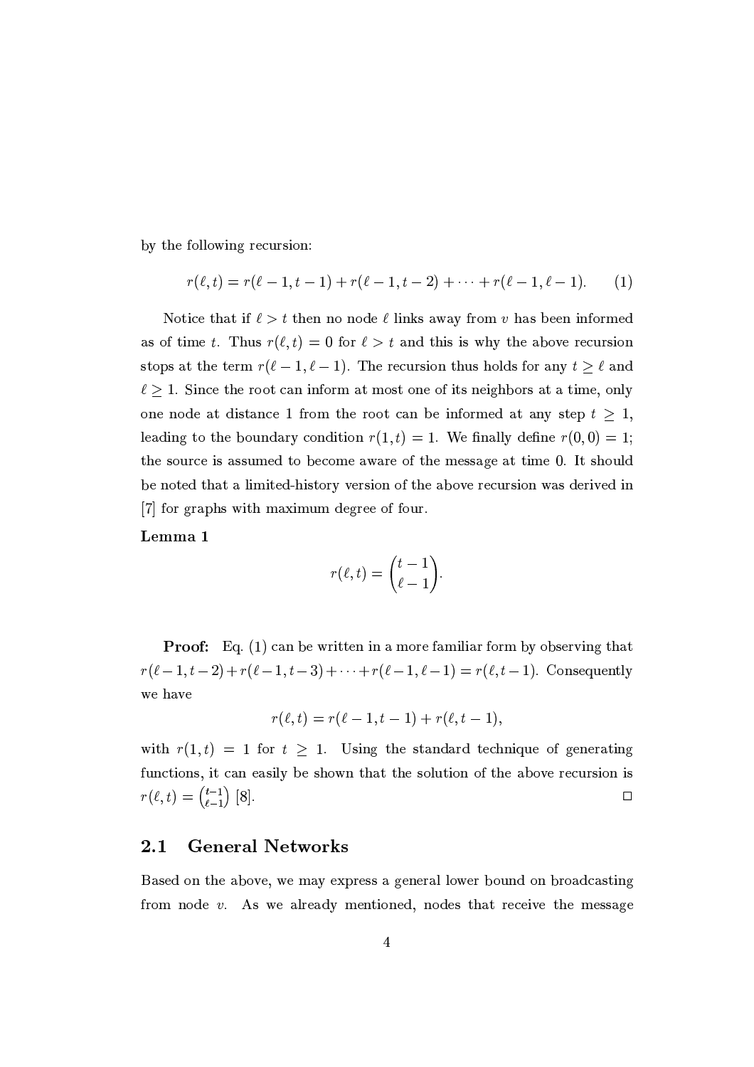by the following recursion:

$$r(\ell, t) = r(\ell - 1, t - 1) + r(\ell - 1, t - 2) + \cdots + r(\ell - 1, \ell - 1). \tag{1}$$

Notice that if $\ell > t$ then no node $\ell$ links away from $v$ has been informed as of time $t$. Thus $r(\ell, t) = 0$ for $\ell > t$ and this is why the above recursion stops at the term $r(\ell - 1, \ell - 1)$. The recursion thus holds for any $t \geq \ell$ and $\ell \geq 1$. Since the root can inform at most one of its neighbors at a time, only one node at distance 1 from the root can be informed at any step $t \geq 1$, leading to the boundary condition $r(1, t) = 1$. We finally define $r(0, 0) = 1$; the source is assumed to become aware of the message at time 0. It should be noted that a limited-history version of the above recursion was derived in [7] for graphs with maximum degree of four.

**Lemma 1**

$$r(\ell, t) = \binom{t-1}{\ell-1}.$$

**Proof:** Eq. (1) can be written in a more familiar form by observing that $r(\ell - 1, t - 2) + r(\ell - 1, t - 3) + \cdots + r(\ell - 1, \ell - 1) = r(\ell, t - 1)$. Consequently we have

$$r(\ell, t) = r(\ell - 1, t - 1) + r(\ell, t - 1),$$

with $r(1, t) = 1$ for $t \geq 1$. Using the standard technique of generating functions, it can easily be shown that the solution of the above recursion is $r(\ell, t) = \binom{t-1}{\ell-1}$ [8]. $\square$

## 2.1 General Networks

Based on the above, we may express a general lower bound on broadcasting from node $v$. As we already mentioned, nodes that receive the message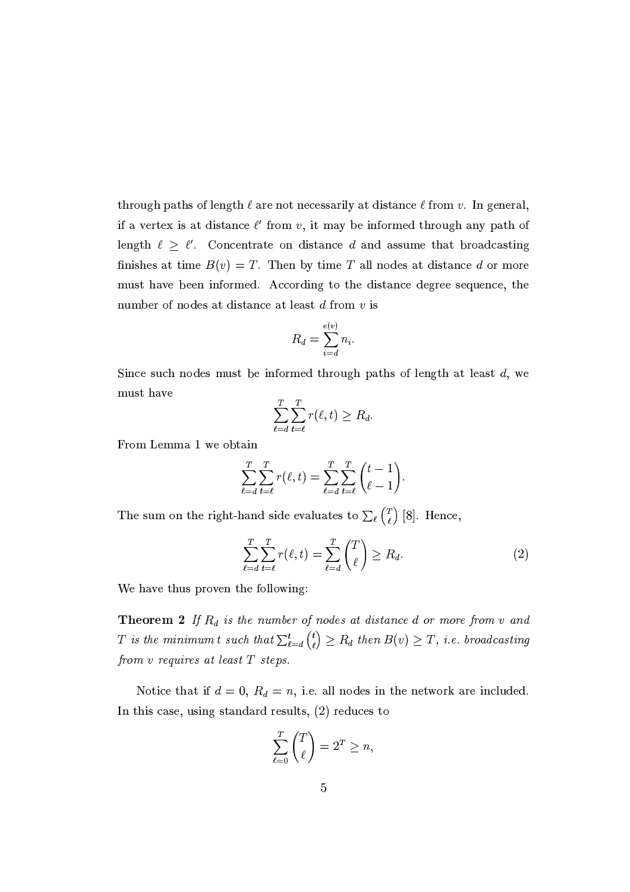through paths of length $\ell$ are not necessarily at distance $\ell$ from $v$. In general, if a vertex is at distance $\ell'$ from $v$, it may be informed through any path of length $\ell \geq \ell'$. Concentrate on distance $d$ and assume that broadcasting finishes at time $B(v) = T$. Then by time $T$ all nodes at distance $d$ or more must have been informed. According to the distance degree sequence, the number of nodes at distance at least $d$ from $v$ is

$$R_d = \sum_{i=d}^{e(v)} n_i.$$

Since such nodes must be informed through paths of length at least $d$, we must have

$$\sum_{\ell=d}^{T} \sum_{t=\ell}^{T} r(\ell, t) \geq R_d.$$

From Lemma 1 we obtain

$$\sum_{\ell=d}^{T} \sum_{t=\ell}^{T} r(\ell, t) = \sum_{\ell=d}^{T} \sum_{t=\ell}^{T} \binom{t-1}{\ell-1}.$$

The sum on the right-hand side evaluates to $\sum_{\ell} \binom{T}{\ell}$ [8]. Hence,

$$\sum_{\ell=d}^{T} \sum_{t=\ell}^{T} r(\ell, t) = \sum_{\ell=d}^{T} \binom{T}{\ell} \geq R_d. \tag{2}$$

We have thus proven the following:

**Theorem 2** *If $R_d$ is the number of nodes at distance $d$ or more from $v$ and $T$ is the minimum $t$ such that $\sum_{\ell=d}^{t} \binom{t}{\ell} \geq R_d$ then $B(v) \geq T$, i.e. broadcasting from $v$ requires at least $T$ steps.*

Notice that if $d = 0$, $R_d = n$, i.e. all nodes in the network are included. In this case, using standard results, (2) reduces to

$$\sum_{\ell=0}^{T} \binom{T}{\ell} = 2^T \geq n,$$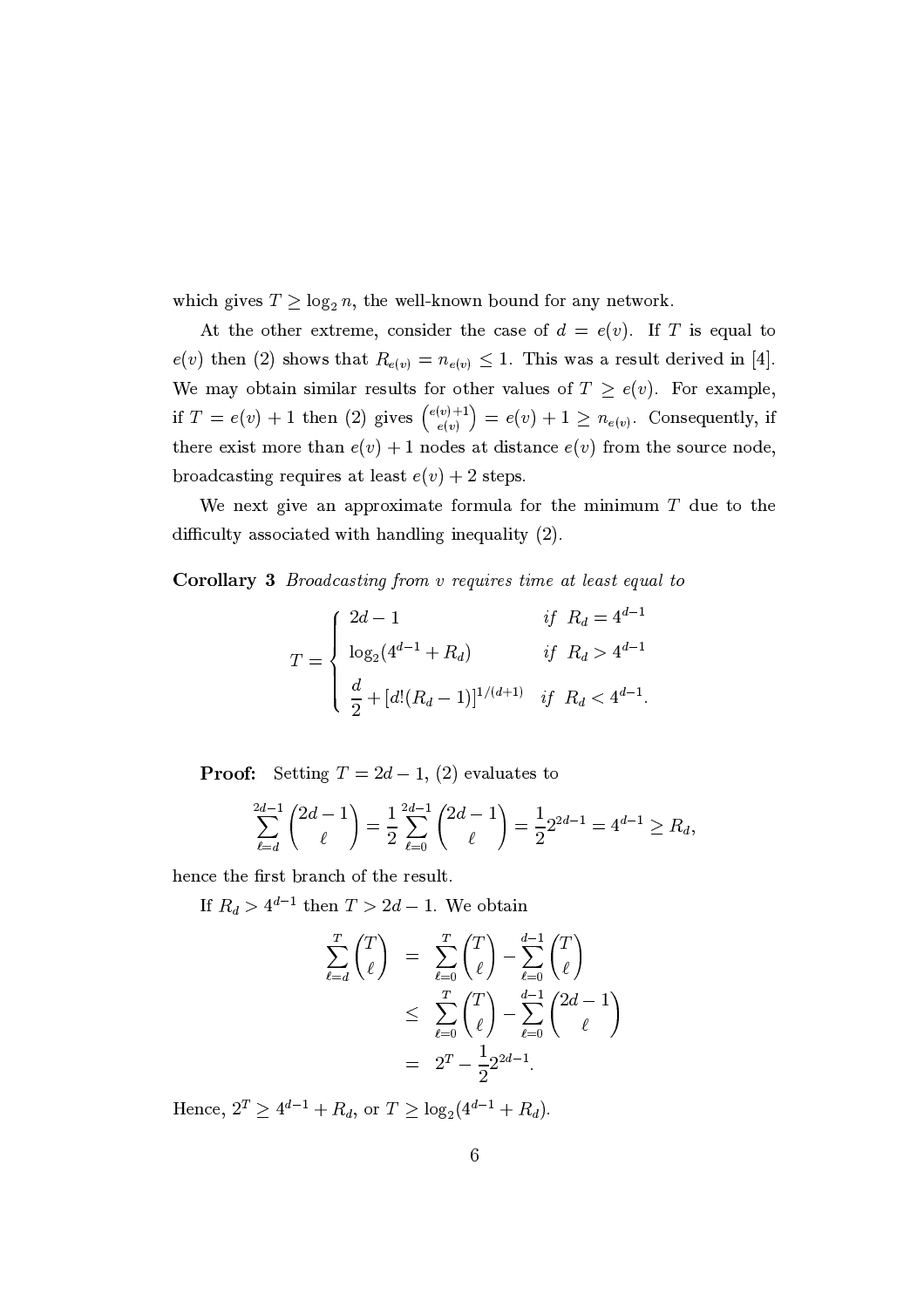which gives $T \geq \log_2 n$, the well-known bound for any network.

At the other extreme, consider the case of $d = e(v)$. If $T$ is equal to $e(v)$ then (2) shows that $R_{e(v)} = n_{e(v)} \leq 1$. This was a result derived in [4]. We may obtain similar results for other values of $T \geq e(v)$. For example, if $T = e(v)+1$ then (2) gives $\binom{e(v)+1}{e(v)} = e(v)+1 \geq n_{e(v)}$. Consequently, if there exist more than $e(v)+1$ nodes at distance $e(v)$ from the source node, broadcasting requires at least $e(v)+2$ steps.

We next give an approximate formula for the minimum $T$ due to the difficulty associated with handling inequality (2).

**Corollary 3** *Broadcasting from $v$ requires time at least equal to*

$$T = \begin{cases} 2d-1 & \text{if } R_d = 4^{d-1} \\ \log_2(4^{d-1}+R_d) & \text{if } R_d > 4^{d-1} \\ \dfrac{d}{2} + [d!(R_d-1)]^{1/(d+1)} & \text{if } R_d < 4^{d-1}. \end{cases}$$

**Proof:** Setting $T = 2d-1$, (2) evaluates to

$$\sum_{\ell=d}^{2d-1} \binom{2d-1}{\ell} = \frac{1}{2}\sum_{\ell=0}^{2d-1}\binom{2d-1}{\ell} = \frac{1}{2}2^{2d-1} = 4^{d-1} \geq R_d,$$

hence the first branch of the result.

If $R_d > 4^{d-1}$ then $T > 2d-1$. We obtain

$$\begin{aligned} \sum_{\ell=d}^{T}\binom{T}{\ell} &= \sum_{\ell=0}^{T}\binom{T}{\ell} - \sum_{\ell=0}^{d-1}\binom{T}{\ell} \\ &\leq \sum_{\ell=0}^{T}\binom{T}{\ell} - \sum_{\ell=0}^{d-1}\binom{2d-1}{\ell} \\ &= 2^T - \frac{1}{2}2^{2d-1}. \end{aligned}$$

Hence, $2^T \geq 4^{d-1}+R_d$, or $T \geq \log_2(4^{d-1}+R_d)$.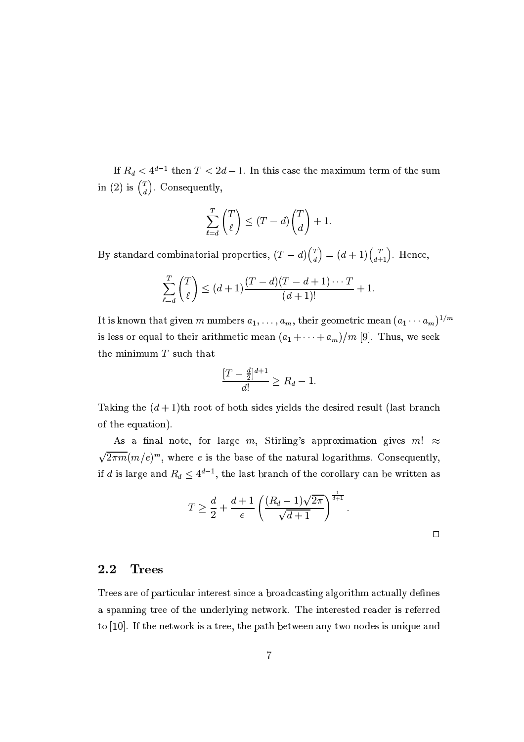If $R_d < 4^{d-1}$ then $T < 2d - 1$. In this case the maximum term of the sum in (2) is $\binom{T}{d}$. Consequently,

$$\sum_{\ell=d}^{T} \binom{T}{\ell} \leq (T-d)\binom{T}{d} + 1.$$

By standard combinatorial properties, $(T-d)\binom{T}{d} = (d+1)\binom{T}{d+1}$. Hence,

$$\sum_{\ell=d}^{T} \binom{T}{\ell} \leq (d+1)\frac{(T-d)(T-d+1)\cdots T}{(d+1)!} + 1.$$

It is known that given $m$ numbers $a_1, \ldots, a_m$, their geometric mean $(a_1 \cdots a_m)^{1/m}$ is less or equal to their arithmetic mean $(a_1 + \cdots + a_m)/m$ [9]. Thus, we seek the minimum $T$ such that

$$\frac{[T - \frac{d}{2}]^{d+1}}{d!} \geq R_d - 1.$$

Taking the $(d+1)$th root of both sides yields the desired result (last branch of the equation).

As a final note, for large $m$, Stirling's approximation gives $m! \approx \sqrt{2\pi m}(m/e)^m$, where $e$ is the base of the natural logarithms. Consequently, if $d$ is large and $R_d \leq 4^{d-1}$, the last branch of the corollary can be written as

$$T \geq \frac{d}{2} + \frac{d+1}{e}\left(\frac{(R_d - 1)\sqrt{2\pi}}{\sqrt{d+1}}\right)^{\frac{1}{d+1}}.$$

□

## 2.2 Trees

Trees are of particular interest since a broadcasting algorithm actually defines a spanning tree of the underlying network. The interested reader is referred to [10]. If the network is a tree, the path between any two nodes is unique and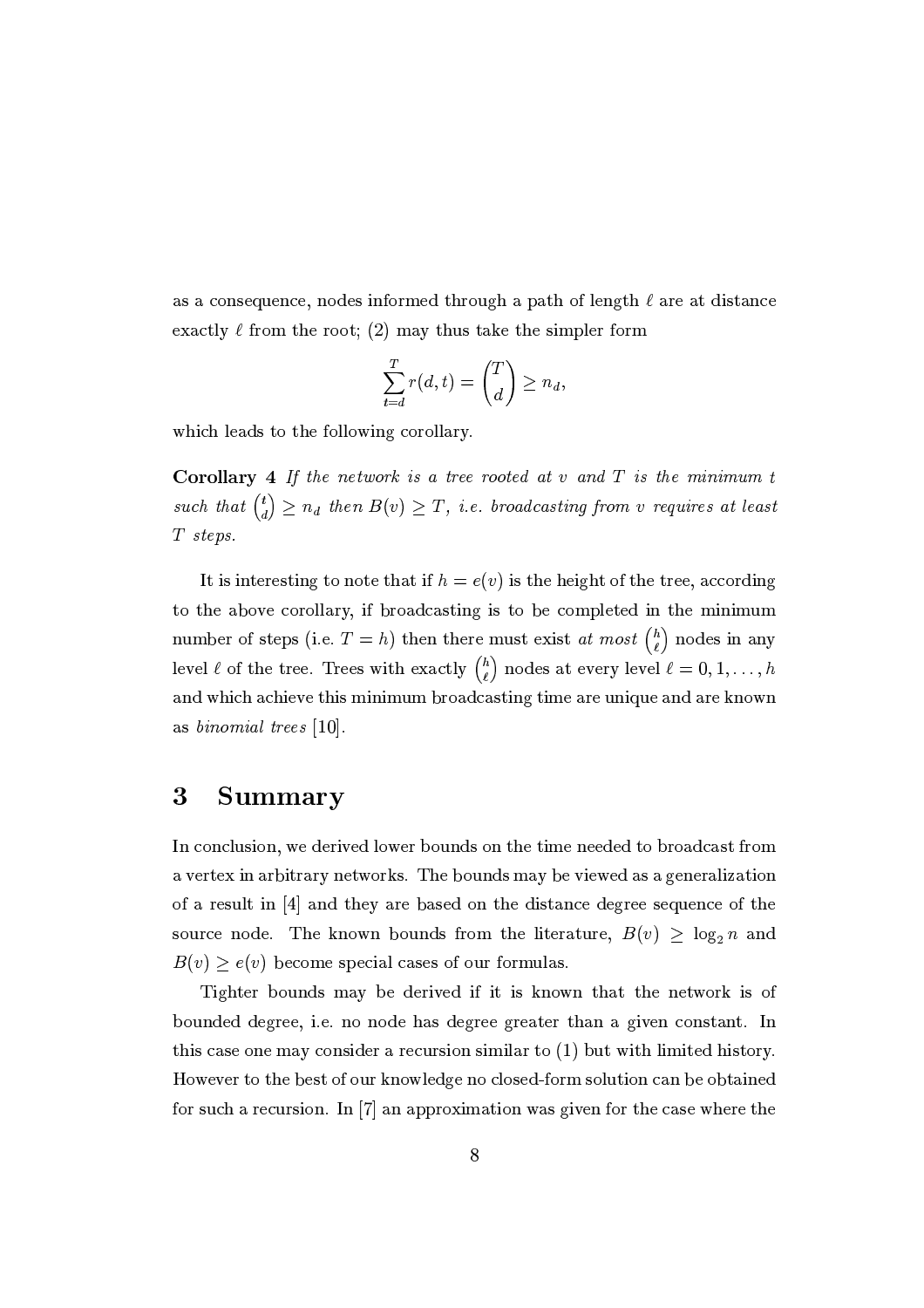as a consequence, nodes informed through a path of length $\ell$ are at distance exactly $\ell$ from the root; (2) may thus take the simpler form

$$\sum_{t=d}^{T} r(d,t) = \binom{T}{d} \geq n_d,$$

which leads to the following corollary.

**Corollary 4** *If the network is a tree rooted at $v$ and $T$ is the minimum $t$ such that $\binom{t}{d} \geq n_d$ then $B(v) \geq T$, i.e. broadcasting from $v$ requires at least $T$ steps.*

It is interesting to note that if $h = e(v)$ is the height of the tree, according to the above corollary, if broadcasting is to be completed in the minimum number of steps (i.e. $T = h$) then there must exist *at most* $\binom{h}{\ell}$ nodes in any level $\ell$ of the tree. Trees with exactly $\binom{h}{\ell}$ nodes at every level $\ell = 0, 1, \ldots, h$ and which achieve this minimum broadcasting time are unique and are known as *binomial trees* [10].

# 3 Summary

In conclusion, we derived lower bounds on the time needed to broadcast from a vertex in arbitrary networks. The bounds may be viewed as a generalization of a result in [4] and they are based on the distance degree sequence of the source node. The known bounds from the literature, $B(v) \geq \log_2 n$ and $B(v) \geq e(v)$ become special cases of our formulas.

Tighter bounds may be derived if it is known that the network is of bounded degree, i.e. no node has degree greater than a given constant. In this case one may consider a recursion similar to (1) but with limited history. However to the best of our knowledge no closed-form solution can be obtained for such a recursion. In [7] an approximation was given for the case where the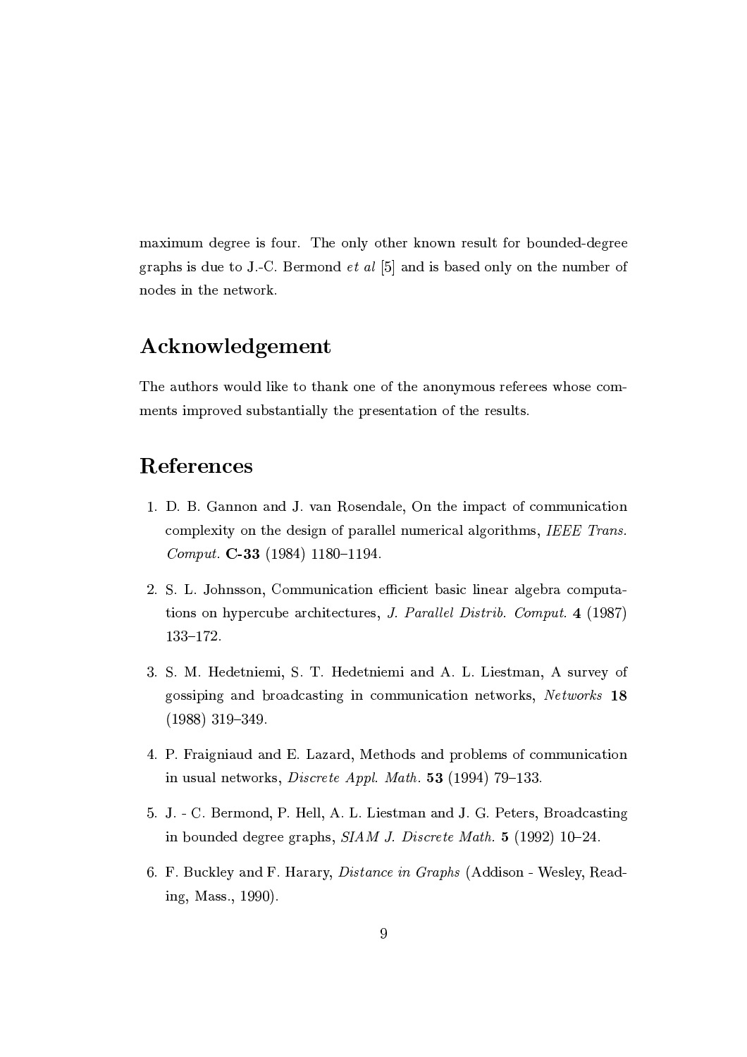maximum degree is four. The only other known result for bounded-degree graphs is due to J.-C. Bermond *et al* [5] and is based only on the number of nodes in the network.

## Acknowledgement

The authors would like to thank one of the anonymous referees whose comments improved substantially the presentation of the results.

## References

1. D. B. Gannon and J. van Rosendale, On the impact of communication complexity on the design of parallel numerical algorithms, *IEEE Trans. Comput.* **C-33** (1984) 1180–1194.

2. S. L. Johnsson, Communication efficient basic linear algebra computations on hypercube architectures, *J. Parallel Distrib. Comput.* **4** (1987) 133–172.

3. S. M. Hedetniemi, S. T. Hedetniemi and A. L. Liestman, A survey of gossiping and broadcasting in communication networks, *Networks* **18** (1988) 319–349.

4. P. Fraigniaud and E. Lazard, Methods and problems of communication in usual networks, *Discrete Appl. Math.* **53** (1994) 79–133.

5. J. - C. Bermond, P. Hell, A. L. Liestman and J. G. Peters, Broadcasting in bounded degree graphs, *SIAM J. Discrete Math.* **5** (1992) 10–24.

6. F. Buckley and F. Harary, *Distance in Graphs* (Addison - Wesley, Reading, Mass., 1990).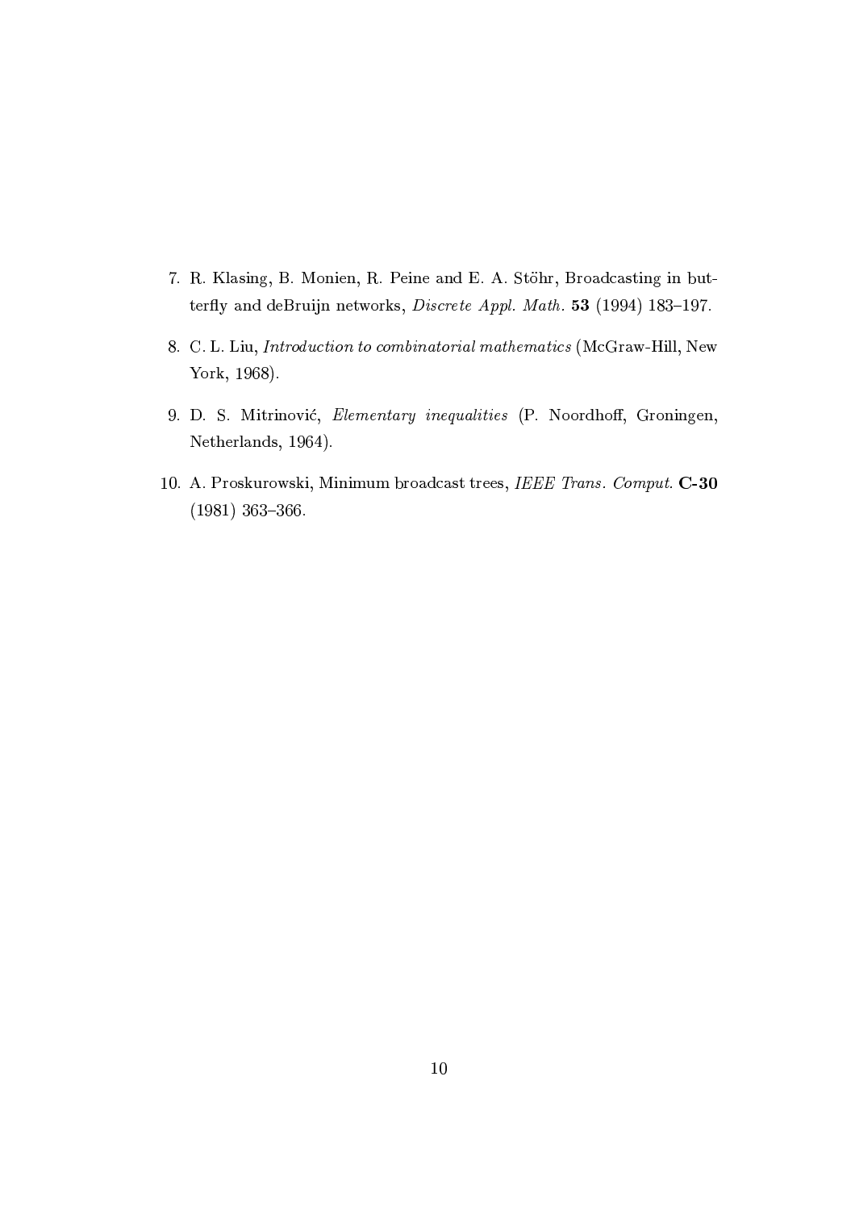7. R. Klasing, B. Monien, R. Peine and E. A. Stöhr, Broadcasting in butterfly and deBruijn networks, *Discrete Appl. Math.* **53** (1994) 183–197.

8. C. L. Liu, *Introduction to combinatorial mathematics* (McGraw-Hill, New York, 1968).

9. D. S. Mitrinović, *Elementary inequalities* (P. Noordhoff, Groningen, Netherlands, 1964).

10. A. Proskurowski, Minimum broadcast trees, *IEEE Trans. Comput.* **C-30** (1981) 363–366.